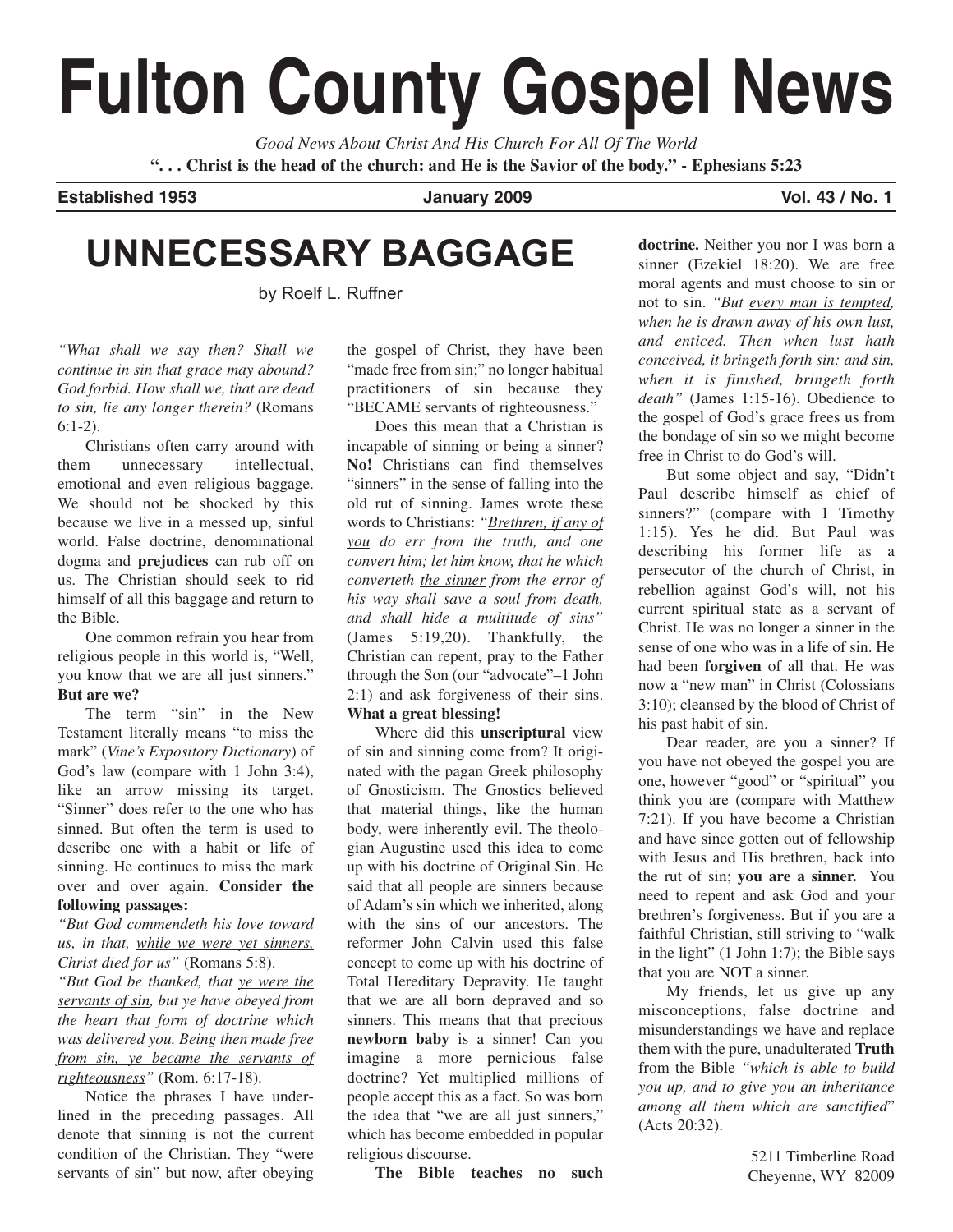# Fulton County Gospel News

*Good News About Christ And His Church For All Of The World*

**". . . Christ is the head of the church: and He is the Savior of the body." - Ephesians 5:23**

**Established 1953** | **January 2009** | **Vol. 43 / No. 1**

## UNNECESSARY BAGGAGE

by Roelf L. Ruffner

*"What shall we say then? Shall we continue in sin that grace may abound? God forbid. How shall we, that are dead to sin, lie any longer therein?* (Romans 6:1-2).

Christians often carry around with them unnecessary intellectual, emotional and even religious baggage. We should not be shocked by this because we live in a messed up, sinful world. False doctrine, denominational dogma and **prejudices** can rub off on us. The Christian should seek to rid himself of all this baggage and return to the Bible.

One common refrain you hear from religious people in this world is, "Well, you know that we are all just sinners." **But are we?**

The term "sin" in the New Testament literally means "to miss the mark" (*Vine's Expository Dictionary*) of God's law (compare with 1 John 3:4), like an arrow missing its target. "Sinner" does refer to the one who has sinned. But often the term is used to describe one with a habit or life of sinning. He continues to miss the mark over and over again. **Consider the following passages:**

*"But God commendeth his love toward us, in that, while we were yet sinners, Christ died for us"* (Romans 5:8).

*"But God be thanked, that ye were the servants of sin, but ye have obeyed from the heart that form of doctrine which was delivered you. Being then made free from sin, ye became the servants of righteousness"* (Rom. 6:17-18).

Notice the phrases I have underlined in the preceding passages. All denote that sinning is not the current condition of the Christian. They "were servants of sin" but now, after obeying the gospel of Christ, they have been "made free from sin;" no longer habitual practitioners of sin because they "BECAME servants of righteousness."

Does this mean that a Christian is incapable of sinning or being a sinner? **No!** Christians can find themselves "sinners" in the sense of falling into the old rut of sinning. James wrote these words to Christians: *"Brethren, if any of you do err from the truth, and one convert him; let him know, that he which converteth the sinner from the error of his way shall save a soul from death, and shall hide a multitude of sins"* (James 5:19,20). Thankfully, the Christian can repent, pray to the Father through the Son (our "advocate"–1 John 2:1) and ask forgiveness of their sins. **What a great blessing!**

Where did this **unscriptural** view of sin and sinning come from? It originated with the pagan Greek philosophy of Gnosticism. The Gnostics believed that material things, like the human body, were inherently evil. The theologian Augustine used this idea to come up with his doctrine of Original Sin. He said that all people are sinners because of Adam's sin which we inherited, along with the sins of our ancestors. The reformer John Calvin used this false concept to come up with his doctrine of Total Hereditary Depravity. He taught that we are all born depraved and so sinners. This means that that precious **newborn baby** is a sinner! Can you imagine a more pernicious false doctrine? Yet multiplied millions of people accept this as a fact. So was born the idea that "we are all just sinners," which has become embedded in popular religious discourse.

**The Bible teaches no such doctrine.** Neither you nor I was born a sinner (Ezekiel 18:20). We are free moral agents and must choose to sin or not to sin. *"But every man is tempted, when he is drawn away of his own lust, and enticed. Then when lust hath conceived, it bringeth forth sin: and sin, when it is finished, bringeth forth death"* (James 1:15-16). Obedience to the gospel of God's grace frees us from the bondage of sin so we might become free in Christ to do God's will.

But some object and say, "Didn't Paul describe himself as chief of sinners?" (compare with 1 Timothy 1:15). Yes he did. But Paul was describing his former life as a persecutor of the church of Christ, in rebellion against God's will, not his current spiritual state as a servant of Christ. He was no longer a sinner in the sense of one who was in a life of sin. He had been **forgiven** of all that. He was now a "new man" in Christ (Colossians 3:10); cleansed by the blood of Christ of his past habit of sin.

Dear reader, are you a sinner? If you have not obeyed the gospel you are one, however "good" or "spiritual" you think you are (compare with Matthew 7:21). If you have become a Christian and have since gotten out of fellowship with Jesus and His brethren, back into the rut of sin; **you are a sinner.** You need to repent and ask God and your brethren's forgiveness. But if you are a faithful Christian, still striving to "walk in the light" (1 John 1:7); the Bible says that you are NOT a sinner.

My friends, let us give up any misconceptions, false doctrine and misunderstandings we have and replace them with the pure, unadulterated **Truth** from the Bible *"which is able to build you up, and to give you an inheritance among all them which are sanctified*" (Acts 20:32).

5211 Timberline Road
Cheyenne, WY 82009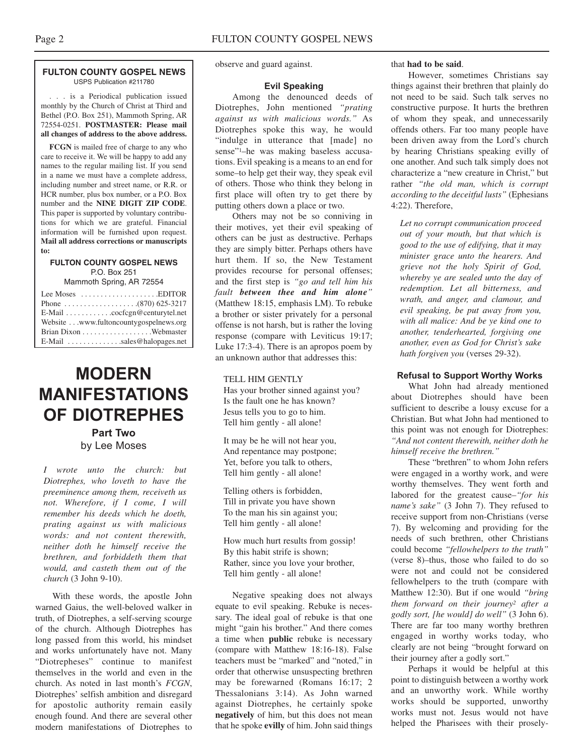## FULTON COUNTY GOSPEL NEWS

USPS Publication #211780

. . . is a Periodical publication issued monthly by the Church of Christ at Third and Bethel (P.O. Box 251), Mammoth Spring, AR 72554-0251. **POSTMASTER: Please mail all changes of address to the above address.**

**FCGN** is mailed free of charge to any who care to receive it. We will be happy to add any names to the regular mailing list. If you send in a name we must have a complete address, including number and street name, or R.R. or HCR number, plus box number, or a P.O. Box number and the **NINE DIGIT ZIP CODE**. This paper is supported by voluntary contributions for which we are grateful. Financial information will be furnished upon request. **Mail all address corrections or manuscripts to:**

**FULTON COUNTY GOSPEL NEWS**
P.O. Box 251
Mammoth Spring, AR 72554

Lee Moses . . . . . . . . . . . . . . . . . . . .EDITOR
Phone . . . . . . . . . . . . . . . . . . .(870) 625-3217
E-Mail . . . . . . . . . . . .cocfcgn@centurytel.net
Website . . .www.fultoncountygospelnews.org
Brian Dixon . . . . . . . . . . . . . . . . . .Webmaster
E-Mail . . . . . . . . . . . . . .sales@halopages.net

# MODERN MANIFESTATIONS OF DIOTREPHES

### Part Two

by Lee Moses

*I wrote unto the church: but Diotrephes, who loveth to have the preeminence among them, receiveth us not. Wherefore, if I come, I will remember his deeds which he doeth, prating against us with malicious words: and not content therewith, neither doth he himself receive the brethren, and forbiddeth them that would, and casteth them out of the church* (3 John 9-10).

With these words, the apostle John warned Gaius, the well-beloved walker in truth, of Diotrephes, a self-serving scourge of the church. Although Diotrephes has long passed from this world, his mindset and works unfortunately have not. Many "Diotrepheses" continue to manifest themselves in the world and even in the church. As noted in last month's *FCGN*, Diotrephes' selfish ambition and disregard for apostolic authority remain easily enough found. And there are several other modern manifestations of Diotrephes to observe and guard against.

### Evil Speaking

Among the denounced deeds of Diotrephes, John mentioned *"prating against us with malicious words."* As Diotrephes spoke this way, he would "indulge in utterance that [made] no sense"[1]–he was making baseless accusations. Evil speaking is a means to an end for some–to help get their way, they speak evil of others. Those who think they belong in first place will often try to get there by putting others down a place or two.

Others may not be so conniving in their motives, yet their evil speaking of others can be just as destructive. Perhaps they are simply bitter. Perhaps others have hurt them. If so, the New Testament provides recourse for personal offenses; and the first step is *"go and tell him his fault **between thee and him alone**"* (Matthew 18:15, emphasis LM). To rebuke a brother or sister privately for a personal offense is not harsh, but is rather the loving response (compare with Leviticus 19:17; Luke 17:3-4). There is an apropos poem by an unknown author that addresses this:

TELL HIM GENTLY
Has your brother sinned against you?
Is the fault one he has known?
Jesus tells you to go to him.
Tell him gently - all alone!

It may be he will not hear you,
And repentance may postpone;
Yet, before you talk to others,
Tell him gently - all alone!

Telling others is forbidden,
Till in private you have shown
To the man his sin against you;
Tell him gently - all alone!

How much hurt results from gossip!
By this habit strife is shown;
Rather, since you love your brother,
Tell him gently - all alone!

Negative speaking does not always equate to evil speaking. Rebuke is necessary. The ideal goal of rebuke is that one might "gain his brother." And there comes a time when **public** rebuke is necessary (compare with Matthew 18:16-18). False teachers must be "marked" and "noted," in order that otherwise unsuspecting brethren may be forewarned (Romans 16:17; 2 Thessalonians 3:14). As John warned against Diotrephes, he certainly spoke **negatively** of him, but this does not mean that he spoke **evilly** of him. John said things that **had to be said**.

However, sometimes Christians say things against their brethren that plainly do not need to be said. Such talk serves no constructive purpose. It hurts the brethren of whom they speak, and unnecessarily offends others. Far too many people have been driven away from the Lord's church by hearing Christians speaking evilly of one another. And such talk simply does not characterize a "new creature in Christ," but rather *"the old man, which is corrupt according to the deceitful lusts"* (Ephesians 4:22). Therefore,

> *Let no corrupt communication proceed out of your mouth, but that which is good to the use of edifying, that it may minister grace unto the hearers. And grieve not the holy Spirit of God, whereby ye are sealed unto the day of redemption. Let all bitterness, and wrath, and anger, and clamour, and evil speaking, be put away from you, with all malice: And be ye kind one to another, tenderhearted, forgiving one another, even as God for Christ's sake hath forgiven you* (verses 29-32).

### Refusal to Support Worthy Works

What John had already mentioned about Diotrephes should have been sufficient to describe a lousy excuse for a Christian. But what John had mentioned to this point was not enough for Diotrephes: *"And not content therewith, neither doth he himself receive the brethren."*

These "brethren" to whom John refers were engaged in a worthy work, and were worthy themselves. They went forth and labored for the greatest cause–*"for his name's sake"* (3 John 7). They refused to receive support from non-Christians (verse 7). By welcoming and providing for the needs of such brethren, other Christians could become *"fellowhelpers to the truth"* (verse 8)–thus, those who failed to do so were not and could not be considered fellowhelpers to the truth (compare with Matthew 12:30). But if one would *"bring them forward on their journey[2] after a godly sort, [he would] do well"* (3 John 6). There are far too many worthy brethren engaged in worthy works today, who clearly are not being "brought forward on their journey after a godly sort."

Perhaps it would be helpful at this point to distinguish between a worthy work and an unworthy work. While worthy works should be supported, unworthy works must not. Jesus would not have helped the Pharisees with their prosely-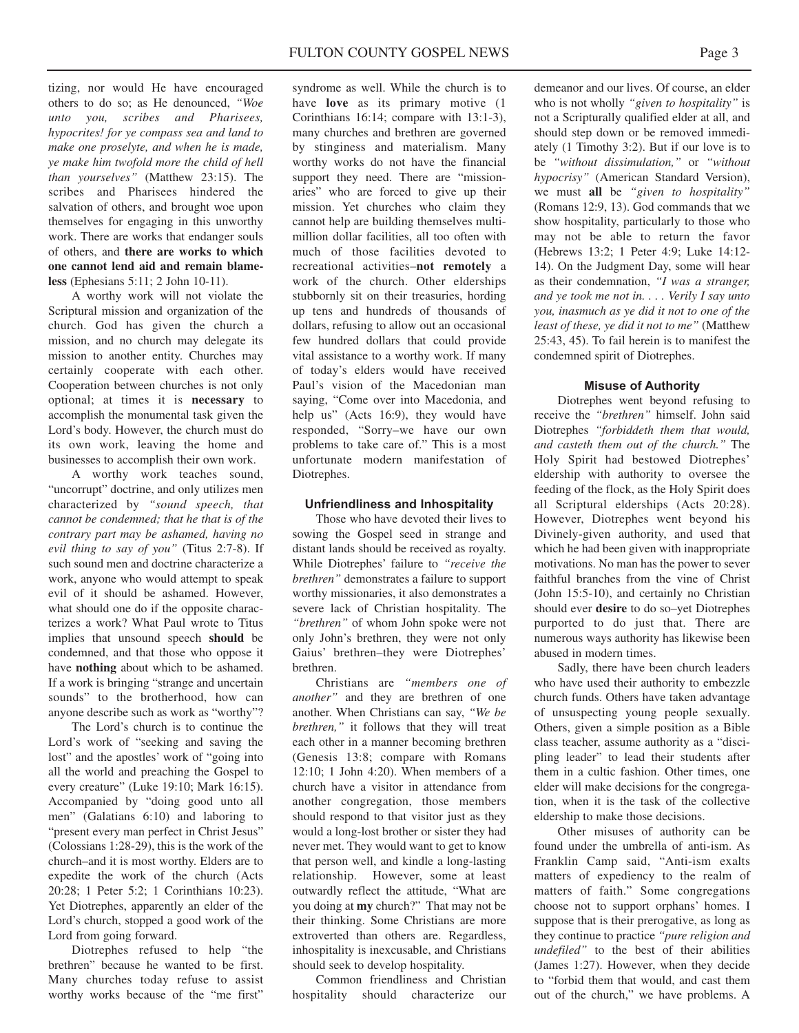tizing, nor would He have encouraged others to do so; as He denounced, *"Woe unto you, scribes and Pharisees, hypocrites! for ye compass sea and land to make one proselyte, and when he is made, ye make him twofold more the child of hell than yourselves"* (Matthew 23:15). The scribes and Pharisees hindered the salvation of others, and brought woe upon themselves for engaging in this unworthy work. There are works that endanger souls of others, and **there are works to which one cannot lend aid and remain blameless** (Ephesians 5:11; 2 John 10-11).

A worthy work will not violate the Scriptural mission and organization of the church. God has given the church a mission, and no church may delegate its mission to another entity. Churches may certainly cooperate with each other. Cooperation between churches is not only optional; at times it is **necessary** to accomplish the monumental task given the Lord's body. However, the church must do its own work, leaving the home and businesses to accomplish their own work.

A worthy work teaches sound, "uncorrupt" doctrine, and only utilizes men characterized by *"sound speech, that cannot be condemned; that he that is of the contrary part may be ashamed, having no evil thing to say of you"* (Titus 2:7-8). If such sound men and doctrine characterize a work, anyone who would attempt to speak evil of it should be ashamed. However, what should one do if the opposite characterizes a work? What Paul wrote to Titus implies that unsound speech **should** be condemned, and that those who oppose it have **nothing** about which to be ashamed. If a work is bringing "strange and uncertain sounds" to the brotherhood, how can anyone describe such as work as "worthy"?

The Lord's church is to continue the Lord's work of "seeking and saving the lost" and the apostles' work of "going into all the world and preaching the Gospel to every creature" (Luke 19:10; Mark 16:15). Accompanied by "doing good unto all men" (Galatians 6:10) and laboring to "present every man perfect in Christ Jesus" (Colossians 1:28-29), this is the work of the church–and it is most worthy. Elders are to expedite the work of the church (Acts 20:28; 1 Peter 5:2; 1 Corinthians 10:23). Yet Diotrephes, apparently an elder of the Lord's church, stopped a good work of the Lord from going forward.

Diotrephes refused to help "the brethren" because he wanted to be first. Many churches today refuse to assist worthy works because of the "me first" syndrome as well. While the church is to have **love** as its primary motive (1 Corinthians 16:14; compare with 13:1-3), many churches and brethren are governed by stinginess and materialism. Many worthy works do not have the financial support they need. There are "missionaries" who are forced to give up their mission. Yet churches who claim they cannot help are building themselves multi-million dollar facilities, all too often with much of those facilities devoted to recreational activities–**not remotely** a work of the church. Other elderships stubbornly sit on their treasuries, hording up tens and hundreds of thousands of dollars, refusing to allow out an occasional few hundred dollars that could provide vital assistance to a worthy work. If many of today's elders would have received Paul's vision of the Macedonian man saying, "Come over into Macedonia, and help us" (Acts 16:9), they would have responded, "Sorry–we have our own problems to take care of." This is a most unfortunate modern manifestation of Diotrephes.

#### Unfriendliness and Inhospitality

Those who have devoted their lives to sowing the Gospel seed in strange and distant lands should be received as royalty. While Diotrephes' failure to *"receive the brethren"* demonstrates a failure to support worthy missionaries, it also demonstrates a severe lack of Christian hospitality. The *"brethren"* of whom John spoke were not only John's brethren, they were not only Gaius' brethren–they were Diotrephes' brethren.

Christians are *"members one of another"* and they are brethren of one another. When Christians can say, *"We be brethren,"* it follows that they will treat each other in a manner becoming brethren (Genesis 13:8; compare with Romans 12:10; 1 John 4:20). When members of a church have a visitor in attendance from another congregation, those members should respond to that visitor just as they would a long-lost brother or sister they had never met. They would want to get to know that person well, and kindle a long-lasting relationship. However, some at least outwardly reflect the attitude, "What are you doing at **my** church?" That may not be their thinking. Some Christians are more extroverted than others are. Regardless, inhospitality is inexcusable, and Christians should seek to develop hospitality.

Common friendliness and Christian hospitality should characterize our demeanor and our lives. Of course, an elder who is not wholly *"given to hospitality"* is not a Scripturally qualified elder at all, and should step down or be removed immediately (1 Timothy 3:2). But if our love is to be *"without dissimulation,"* or *"without hypocrisy"* (American Standard Version), we must **all** be *"given to hospitality"* (Romans 12:9, 13). God commands that we show hospitality, particularly to those who may not be able to return the favor (Hebrews 13:2; 1 Peter 4:9; Luke 14:12-14). On the Judgment Day, some will hear as their condemnation, *"I was a stranger, and ye took me not in. . . . Verily I say unto you, inasmuch as ye did it not to one of the least of these, ye did it not to me"* (Matthew 25:43, 45). To fail herein is to manifest the condemned spirit of Diotrephes.

#### Misuse of Authority

Diotrephes went beyond refusing to receive the *"brethren"* himself. John said Diotrephes *"forbiddeth them that would, and casteth them out of the church."* The Holy Spirit had bestowed Diotrephes' eldership with authority to oversee the feeding of the flock, as the Holy Spirit does all Scriptural elderships (Acts 20:28). However, Diotrephes went beyond his Divinely-given authority, and used that which he had been given with inappropriate motivations. No man has the power to sever faithful branches from the vine of Christ (John 15:5-10), and certainly no Christian should ever **desire** to do so–yet Diotrephes purported to do just that. There are numerous ways authority has likewise been abused in modern times.

Sadly, there have been church leaders who have used their authority to embezzle church funds. Others have taken advantage of unsuspecting young people sexually. Others, given a simple position as a Bible class teacher, assume authority as a "discipling leader" to lead their students after them in a cultic fashion. Other times, one elder will make decisions for the congregation, when it is the task of the collective eldership to make those decisions.

Other misuses of authority can be found under the umbrella of anti-ism. As Franklin Camp said, "Anti-ism exalts matters of expediency to the realm of matters of faith." Some congregations choose not to support orphans' homes. I suppose that is their prerogative, as long as they continue to practice *"pure religion and undefiled"* to the best of their abilities (James 1:27). However, when they decide to "forbid them that would, and cast them out of the church," we have problems. A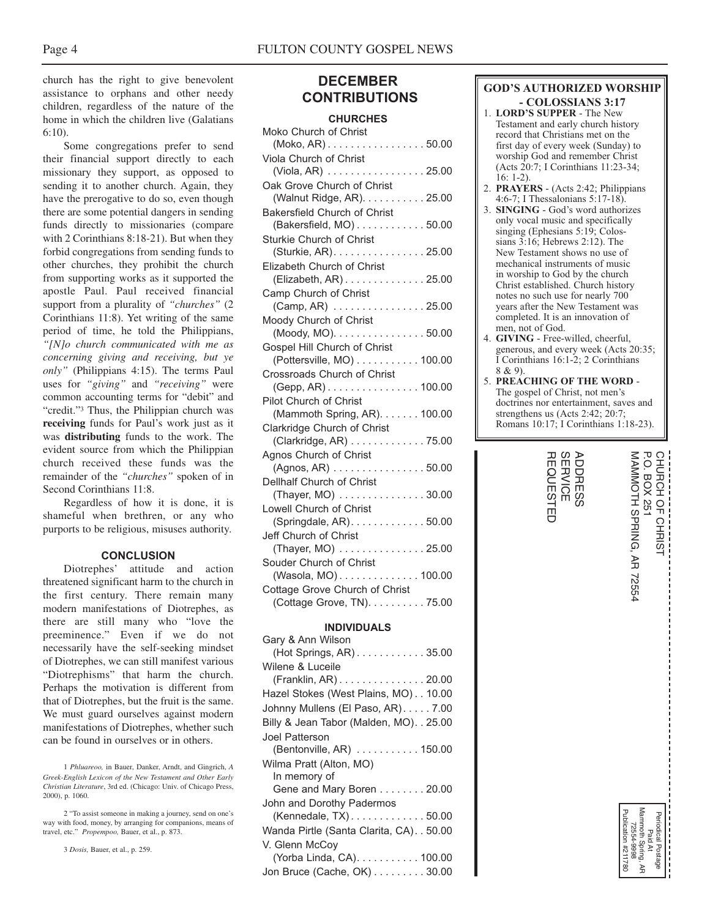church has the right to give benevolent assistance to orphans and other needy children, regardless of the nature of the home in which the children live (Galatians 6:10).

Some congregations prefer to send their financial support directly to each missionary they support, as opposed to sending it to another church. Again, they have the prerogative to do so, even though there are some potential dangers in sending funds directly to missionaries (compare with 2 Corinthians 8:18-21). But when they forbid congregations from sending funds to other churches, they prohibit the church from supporting works as it supported the apostle Paul. Paul received financial support from a plurality of *"churches"* (2 Corinthians 11:8). Yet writing of the same period of time, he told the Philippians, *"[N]o church communicated with me as concerning giving and receiving, but ye only"* (Philippians 4:15). The terms Paul uses for *"giving"* and *"receiving"* were common accounting terms for "debit" and "credit."[3] Thus, the Philippian church was **receiving** funds for Paul's work just as it was **distributing** funds to the work. The evident source from which the Philippian church received these funds was the remainder of the *"churches"* spoken of in Second Corinthians 11:8.

Regardless of how it is done, it is shameful when brethren, or any who purports to be religious, misuses authority.

### CONCLUSION

Diotrephes' attitude and action threatened significant harm to the church in the first century. There remain many modern manifestations of Diotrephes, as there are still many who "love the preeminence." Even if we do not necessarily have the self-seeking mindset of Diotrephes, we can still manifest various "Diotrephisms" that harm the church. Perhaps the motivation is different from that of Diotrephes, but the fruit is the same. We must guard ourselves against modern manifestations of Diotrephes, whether such can be found in ourselves or in others.

1 *Phluareoo,* in Bauer, Danker, Arndt, and Gingrich, *A Greek-English Lexicon of the New Testament and Other Early Christian Literature*, 3rd ed. (Chicago: Univ. of Chicago Press, 2000), p. 1060.

2 "To assist someone in making a journey, send on one's way with food, money, by arranging for companions, means of travel, etc." *Propempoo,* Bauer, et al., p. 873.

3 *Dosis,* Bauer, et al., p. 259.

## DECEMBER CONTRIBUTIONS

### CHURCHES

Moko Church of Christ (Moko, AR) . . . . . 50.00
Viola Church of Christ (Viola, AR) . . . . . 25.00
Oak Grove Church of Christ (Walnut Ridge, AR) . . . . . 25.00
Bakersfield Church of Christ (Bakersfield, MO) . . . . . 50.00
Sturkie Church of Christ (Sturkie, AR) . . . . . 25.00
Elizabeth Church of Christ (Elizabeth, AR) . . . . . 25.00
Camp Church of Christ (Camp, AR) . . . . . 25.00
Moody Church of Christ (Moody, MO) . . . . . 50.00
Gospel Hill Church of Christ (Pottersville, MO) . . . . . 100.00
Crossroads Church of Christ (Gepp, AR) . . . . . 100.00
Pilot Church of Christ (Mammoth Spring, AR) . . . . . 100.00
Clarkridge Church of Christ (Clarkridge, AR) . . . . . 75.00
Agnos Church of Christ (Agnos, AR) . . . . . 50.00
Dellhalf Church of Christ (Thayer, MO) . . . . . 30.00
Lowell Church of Christ (Springdale, AR) . . . . . 50.00
Jeff Church of Christ (Thayer, MO) . . . . . 25.00
Souder Church of Christ (Wasola, MO) . . . . . 100.00
Cottage Grove Church of Christ (Cottage Grove, TN) . . . . . 75.00

### INDIVIDUALS

Gary & Ann Wilson (Hot Springs, AR) . . . . . 35.00
Wilene & Luceile (Franklin, AR) . . . . . 20.00
Hazel Stokes (West Plains, MO) . . . . . 10.00
Johnny Mullens (El Paso, AR) . . . . . 7.00
Billy & Jean Tabor (Malden, MO) . . . . . 25.00
Joel Patterson (Bentonville, AR) . . . . . 150.00
Wilma Pratt (Alton, MO) In memory of Gene and Mary Boren . . . . . 20.00
John and Dorothy Padermos (Kennedale, TX) . . . . . 50.00
Wanda Pirtle (Santa Clarita, CA) . . . . . 50.00
V. Glenn McCoy (Yorba Linda, CA) . . . . . 100.00
Jon Bruce (Cache, OK) . . . . . 30.00

## GOD'S AUTHORIZED WORSHIP - COLOSSIANS 3:17

1. **LORD'S SUPPER** - The New Testament and early church history record that Christians met on the first day of every week (Sunday) to worship God and remember Christ (Acts 20:7; I Corinthians 11:23-34; 16: 1-2).
2. **PRAYERS** - (Acts 2:42; Philippians 4:6-7; I Thessalonians 5:17-18).
3. **SINGING** - God's word authorizes only vocal music and specifically singing (Ephesians 5:19; Colossians 3:16; Hebrews 2:12). The New Testament shows no use of mechanical instruments of music in worship to God by the church Christ established. Church history notes no such use for nearly 700 years after the New Testament was completed. It is an innovation of men, not of God.
4. **GIVING** - Free-willed, cheerful, generous, and every week (Acts 20:35; I Corinthians 16:1-2; 2 Corinthians 8 & 9).
5. **PREACHING OF THE WORD** - The gospel of Christ, not men's doctrines nor entertainment, saves and strengthens us (Acts 2:42; 20:7; Romans 10:17; I Corinthians 1:18-23).

CHURCH OF CHRIST
P.O. BOX 251
MAMMOTH SPRING, AR 72554

ADDRESS SERVICE REQUESTED

Periodical Postage Paid At Mammoth Spring, AR 72554-9998 Publication #211780